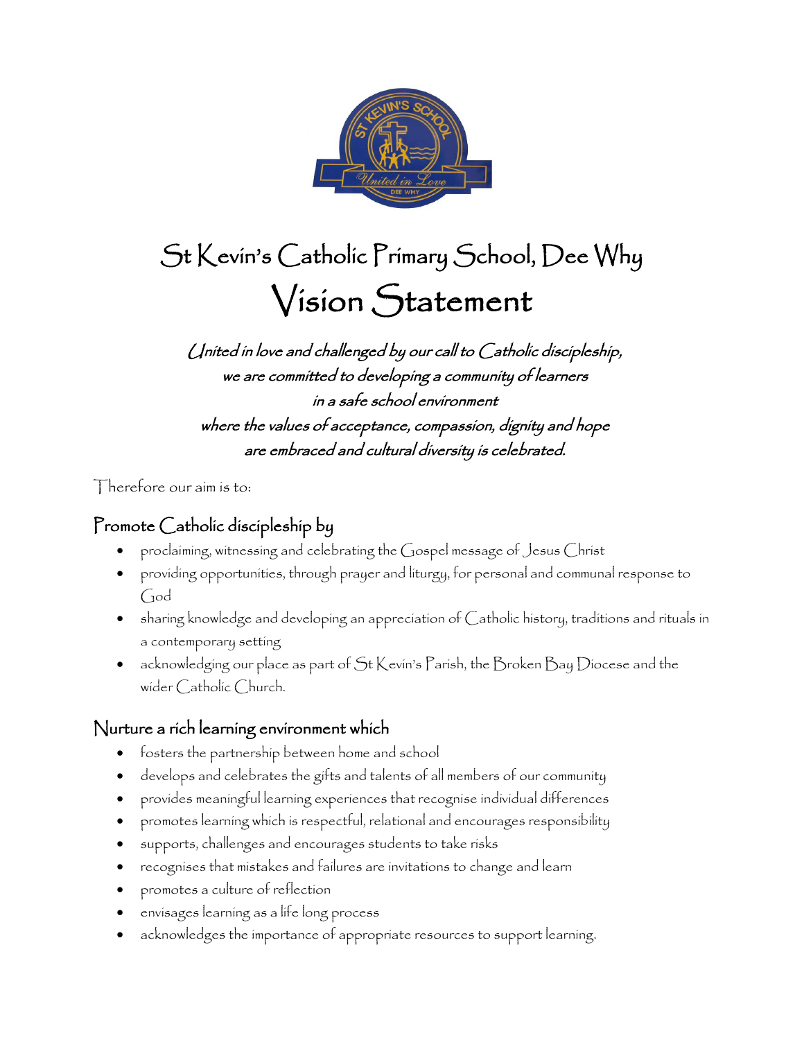# St Kevin's Catholic Primary School, Dee Why

# Vision Statement

*United in love and challenged by our call to Catholic discipleship,*
*we are committed to developing a community of learners*
*in a safe school environment*
*where the values of acceptance, compassion, dignity and hope*
*are embraced and cultural diversity is celebrated.*

Therefore our aim is to:

## Promote Catholic discipleship by

- proclaiming, witnessing and celebrating the Gospel message of Jesus Christ
- providing opportunities, through prayer and liturgy, for personal and communal response to God
- sharing knowledge and developing an appreciation of Catholic history, traditions and rituals in a contemporary setting
- acknowledging our place as part of St Kevin's Parish, the Broken Bay Diocese and the wider Catholic Church.

## Nurture a rich learning environment which

- fosters the partnership between home and school
- develops and celebrates the gifts and talents of all members of our community
- provides meaningful learning experiences that recognise individual differences
- promotes learning which is respectful, relational and encourages responsibility
- supports, challenges and encourages students to take risks
- recognises that mistakes and failures are invitations to change and learn
- promotes a culture of reflection
- envisages learning as a life long process
- acknowledges the importance of appropriate resources to support learning.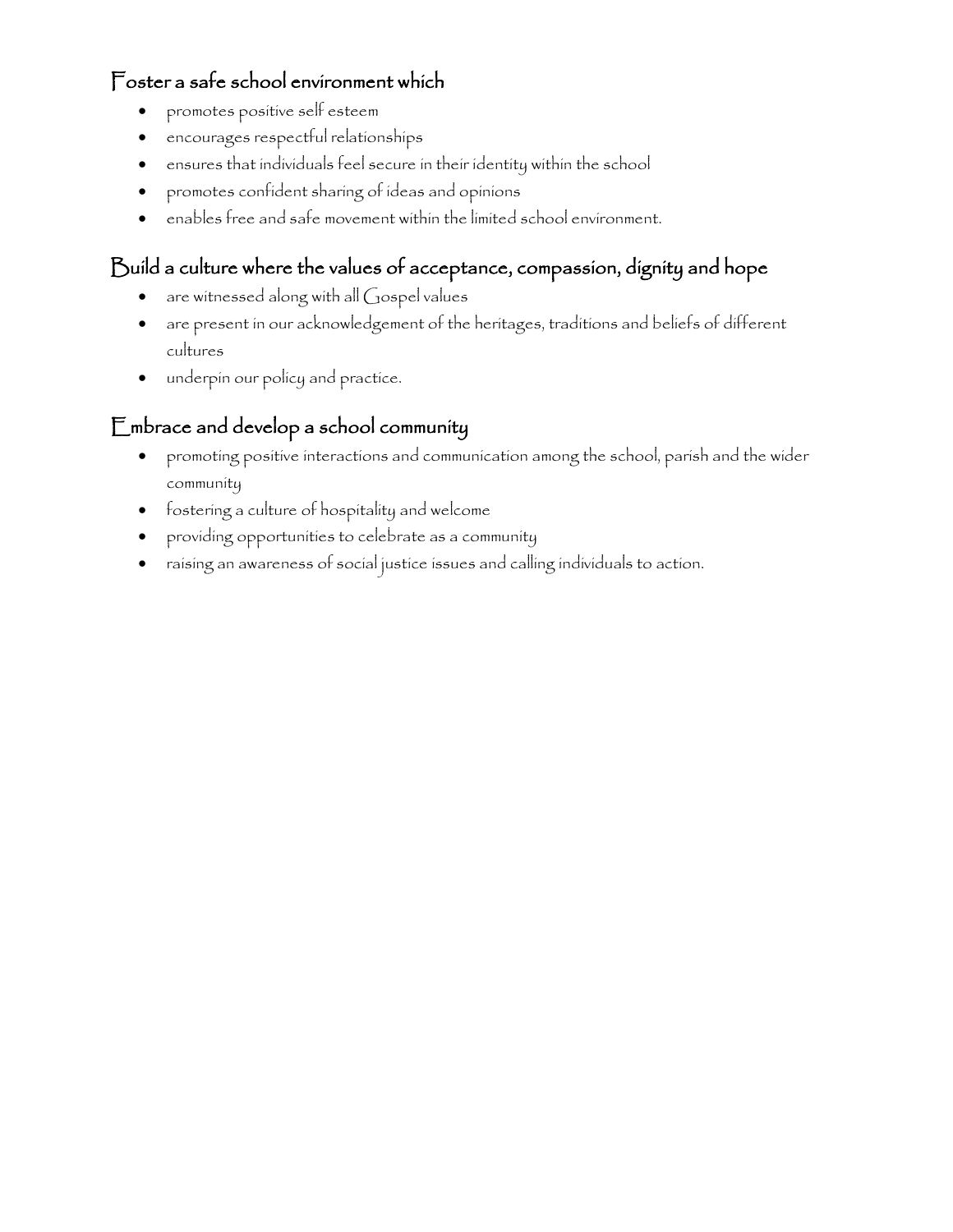## Foster a safe school environment which

- promotes positive self esteem
- encourages respectful relationships
- ensures that individuals feel secure in their identity within the school
- promotes confident sharing of ideas and opinions
- enables free and safe movement within the limited school environment.

## Build a culture where the values of acceptance, compassion, dignity and hope

- are witnessed along with all Gospel values
- are present in our acknowledgement of the heritages, traditions and beliefs of different cultures
- underpin our policy and practice.

## Embrace and develop a school community

- promoting positive interactions and communication among the school, parish and the wider community
- fostering a culture of hospitality and welcome
- providing opportunities to celebrate as a community
- raising an awareness of social justice issues and calling individuals to action.